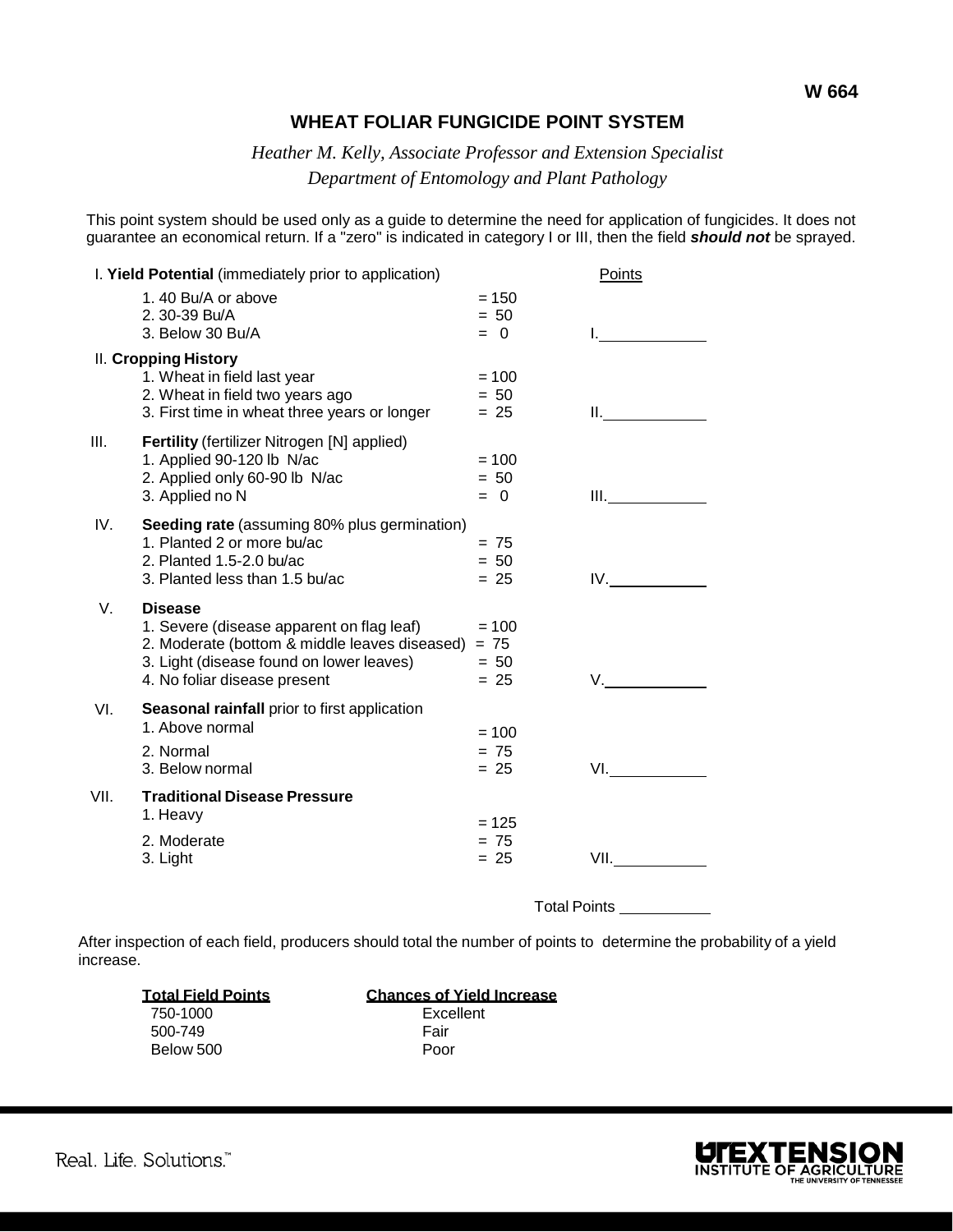W 664

# WHEAT FOLIAR FUNGICIDE POINT SYSTEM

*Heather M. Kelly, Associate Professor and Extension Specialist*

*Department of Entomology and Plant Pathology*

This point system should be used only as a guide to determine the need for application of fungicides. It does not guarantee an economical return. If a "zero" is indicated in category I or III, then the field ***should not*** be sprayed.

I. **Yield Potential** (immediately prior to application) — Points

1. 40 Bu/A or above = 150
2. 30-39 Bu/A = 50
3. Below 30 Bu/A = 0

I. ____________

II. **Cropping History**

1. Wheat in field last year = 100
2. Wheat in field two years ago = 50
3. First time in wheat three years or longer = 25

II. ____________

III. **Fertility** (fertilizer Nitrogen [N] applied)

1. Applied 90-120 lb N/ac = 100
2. Applied only 60-90 lb N/ac = 50
3. Applied no N = 0

III. ____________

IV. **Seeding rate** (assuming 80% plus germination)

1. Planted 2 or more bu/ac = 75
2. Planted 1.5-2.0 bu/ac = 50
3. Planted less than 1.5 bu/ac = 25

IV. ____________

V. **Disease**

1. Severe (disease apparent on flag leaf) = 100
2. Moderate (bottom & middle leaves diseased) = 75
3. Light (disease found on lower leaves) = 50
4. No foliar disease present = 25

V. ____________

VI. **Seasonal rainfall** prior to first application

1. Above normal = 100
2. Normal = 75
3. Below normal = 25

VI. ____________

VII. **Traditional Disease Pressure**

1. Heavy = 125
2. Moderate = 75
3. Light = 25

VII. ____________

Total Points ____________

After inspection of each field, producers should total the number of points to determine the probability of a yield increase.

| Total Field Points | Chances of Yield Increase |
|---|---|
| 750-1000 | Excellent |
| 500-749 | Fair |
| Below 500 | Poor |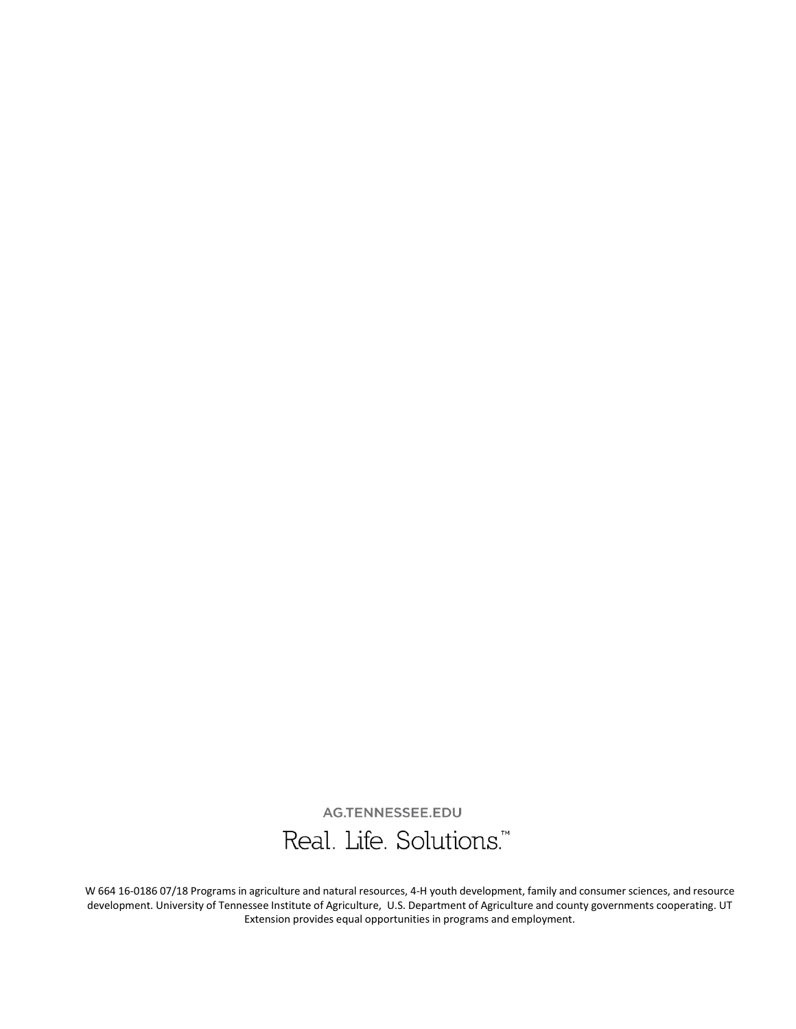AG.TENNESSEE.EDU

Real. Life. Solutions.™

W 664 16-0186 07/18 Programs in agriculture and natural resources, 4-H youth development, family and consumer sciences, and resource development. University of Tennessee Institute of Agriculture, U.S. Department of Agriculture and county governments cooperating. UT Extension provides equal opportunities in programs and employment.